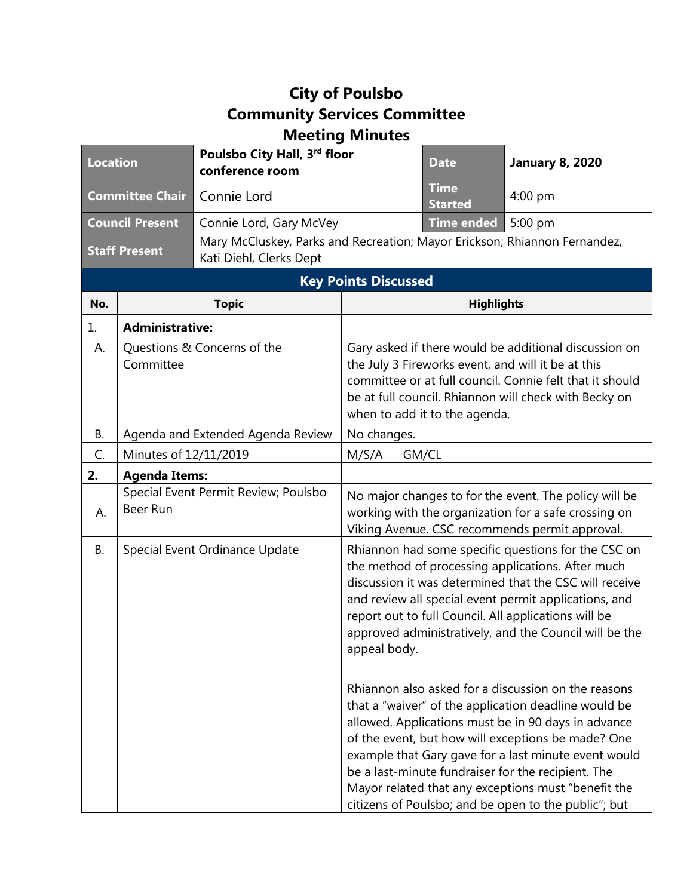# City of Poulsbo
# Community Services Committee
# Meeting Minutes

| Location | Poulsbo City Hall, 3rd floor conference room | Date | January 8, 2020 |
|---|---|---|---|
| Committee Chair | Connie Lord | Time Started | 4:00 pm |
| Council Present | Connie Lord, Gary McVey | Time ended | 5:00 pm |
| Staff Present | Mary McCluskey, Parks and Recreation; Mayor Erickson; Rhiannon Fernandez, Kati Diehl, Clerks Dept | | |

## Key Points Discussed

| No. | Topic | Highlights |
|---|---|---|
| 1. | **Administrative:** | |
| A. | Questions & Concerns of the Committee | Gary asked if there would be additional discussion on the July 3 Fireworks event, and will it be at this committee or at full council. Connie felt that it should be at full council. Rhiannon will check with Becky on when to add it to the agenda. |
| B. | Agenda and Extended Agenda Review | No changes. |
| C. | Minutes of 12/11/2019 | M/S/A GM/CL |
| **2.** | **Agenda Items:** | |
| A. | Special Event Permit Review; Poulsbo Beer Run | No major changes to for the event. The policy will be working with the organization for a safe crossing on Viking Avenue. CSC recommends permit approval. |
| B. | Special Event Ordinance Update | Rhiannon had some specific questions for the CSC on the method of processing applications. After much discussion it was determined that the CSC will receive and review all special event permit applications, and report out to full Council. All applications will be approved administratively, and the Council will be the appeal body.<br><br>Rhiannon also asked for a discussion on the reasons that a "waiver" of the application deadline would be allowed. Applications must be in 90 days in advance of the event, but how will exceptions be made? One example that Gary gave for a last minute event would be a last-minute fundraiser for the recipient. The Mayor related that any exceptions must "benefit the citizens of Poulsbo; and be open to the public"; but |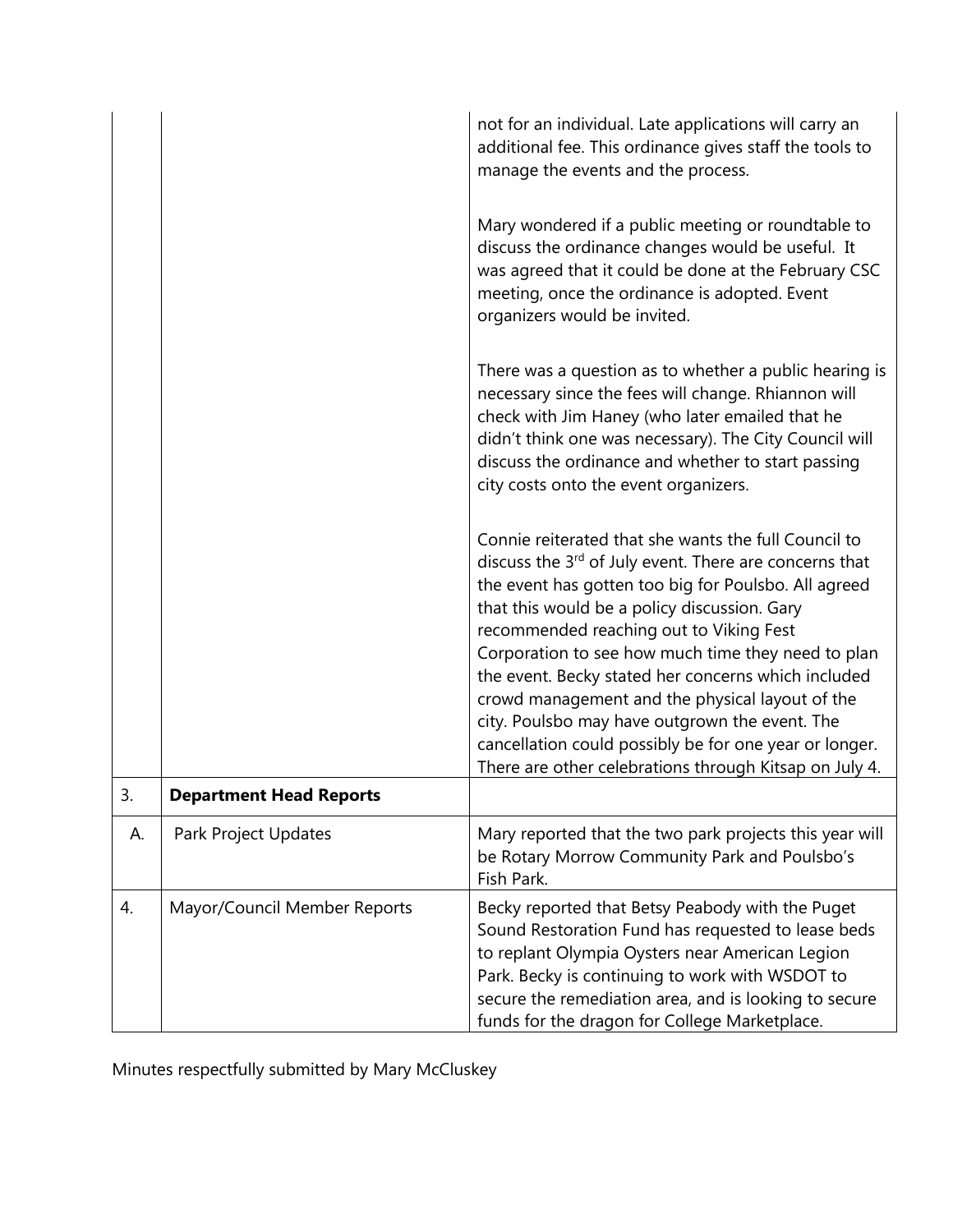| | | |
|---|---|---|
| | | not for an individual. Late applications will carry an additional fee. This ordinance gives staff the tools to manage the events and the process.<br><br>Mary wondered if a public meeting or roundtable to discuss the ordinance changes would be useful. It was agreed that it could be done at the February CSC meeting, once the ordinance is adopted. Event organizers would be invited.<br><br>There was a question as to whether a public hearing is necessary since the fees will change. Rhiannon will check with Jim Haney (who later emailed that he didn't think one was necessary). The City Council will discuss the ordinance and whether to start passing city costs onto the event organizers.<br><br>Connie reiterated that she wants the full Council to discuss the 3rd of July event. There are concerns that the event has gotten too big for Poulsbo. All agreed that this would be a policy discussion. Gary recommended reaching out to Viking Fest Corporation to see how much time they need to plan the event. Becky stated her concerns which included crowd management and the physical layout of the city. Poulsbo may have outgrown the event. The cancellation could possibly be for one year or longer. There are other celebrations through Kitsap on July 4. |
| 3. | **Department Head Reports** | |
| A. | Park Project Updates | Mary reported that the two park projects this year will be Rotary Morrow Community Park and Poulsbo's Fish Park. |
| 4. | Mayor/Council Member Reports | Becky reported that Betsy Peabody with the Puget Sound Restoration Fund has requested to lease beds to replant Olympia Oysters near American Legion Park. Becky is continuing to work with WSDOT to secure the remediation area, and is looking to secure funds for the dragon for College Marketplace. |

Minutes respectfully submitted by Mary McCluskey